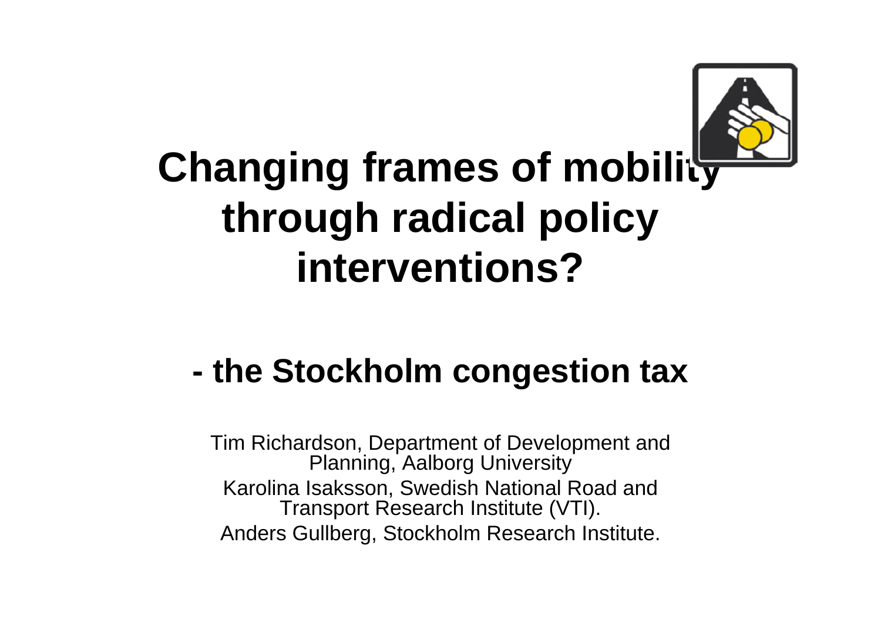# Changing frames of mobility through radical policy interventions?

## - the Stockholm congestion tax

Tim Richardson, Department of Development and Planning, Aalborg University

Karolina Isaksson, Swedish National Road and Transport Research Institute (VTI).

Anders Gullberg, Stockholm Research Institute.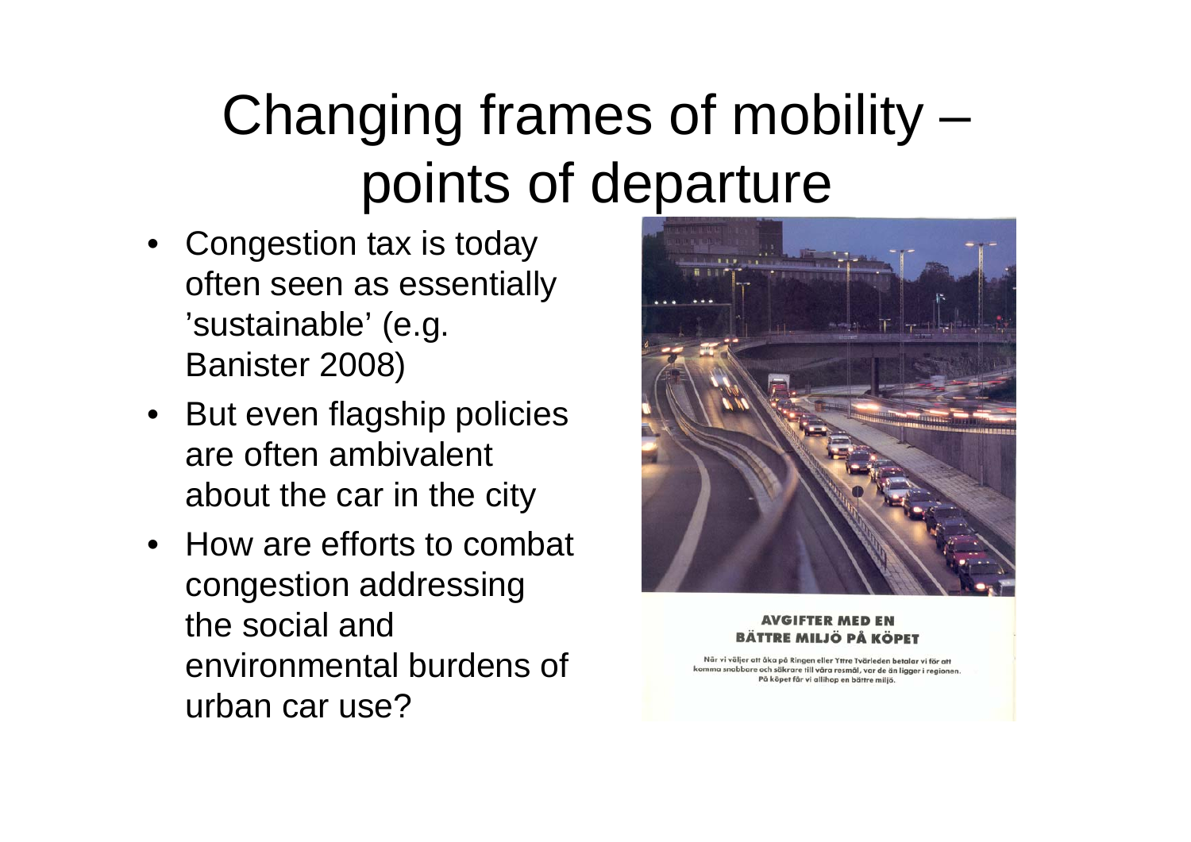# Changing frames of mobility – points of departure

- Congestion tax is today often seen as essentially 'sustainable' (e.g. Banister 2008)
- But even flagship policies are often ambivalent about the car in the city
- How are efforts to combat congestion addressing the social and environmental burdens of urban car use?

**AVGIFTER MED EN BÄTTRE MILJÖ PÅ KÖPET**

När vi väljer att åka på Ringen eller Yttre Tvärleden betalar vi för att komma snabbare och säkrare till våra resmål, var de än ligger i regionen. På köpet får vi allihop en bättre miljö.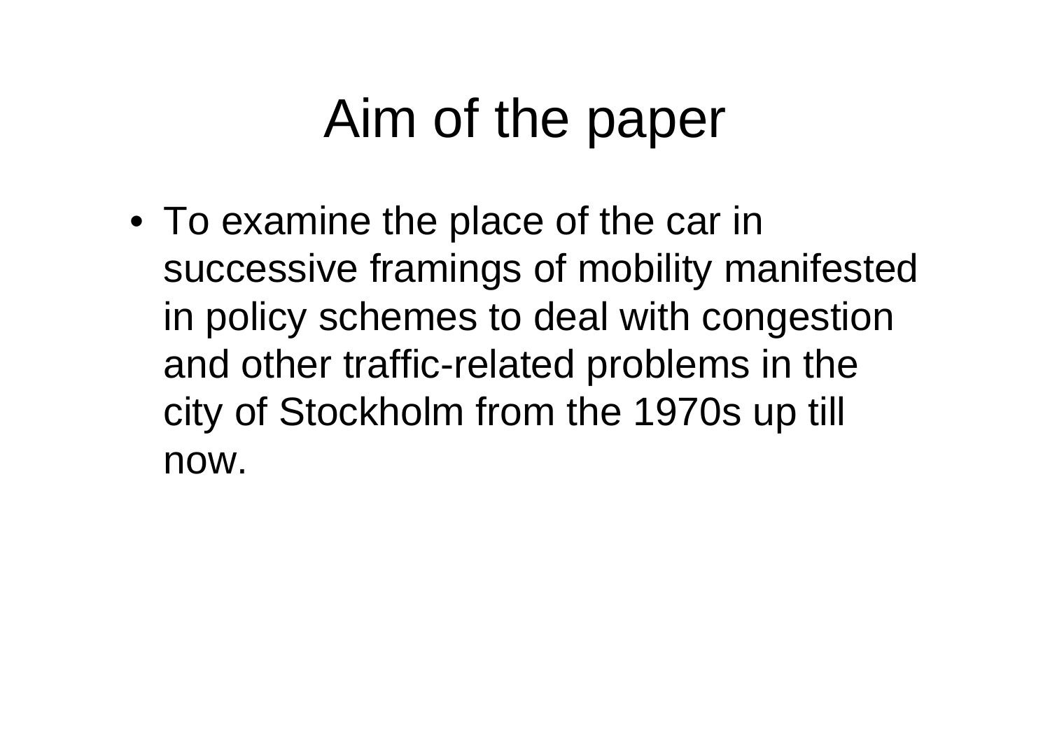# Aim of the paper

- To examine the place of the car in successive framings of mobility manifested in policy schemes to deal with congestion and other traffic-related problems in the city of Stockholm from the 1970s up till now.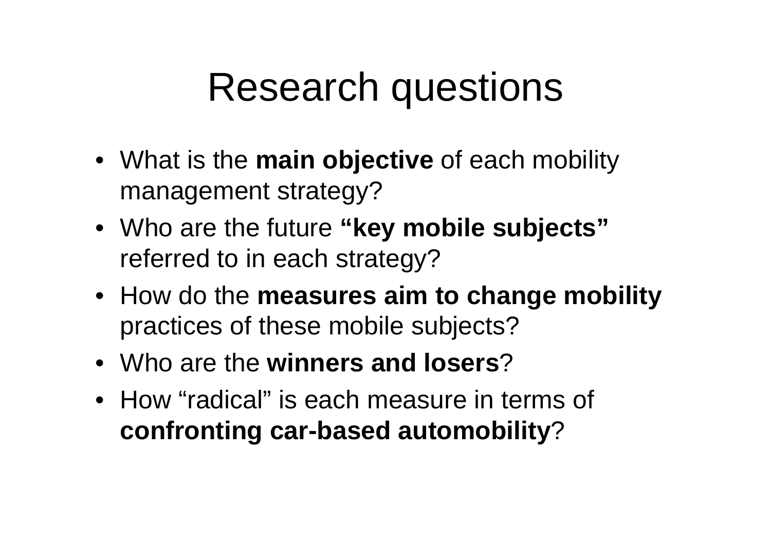# Research questions

- What is the **main objective** of each mobility management strategy?
- Who are the future **“key mobile subjects”** referred to in each strategy?
- How do the **measures aim to change mobility** practices of these mobile subjects?
- Who are the **winners and losers**?
- How “radical” is each measure in terms of **confronting car-based automobility**?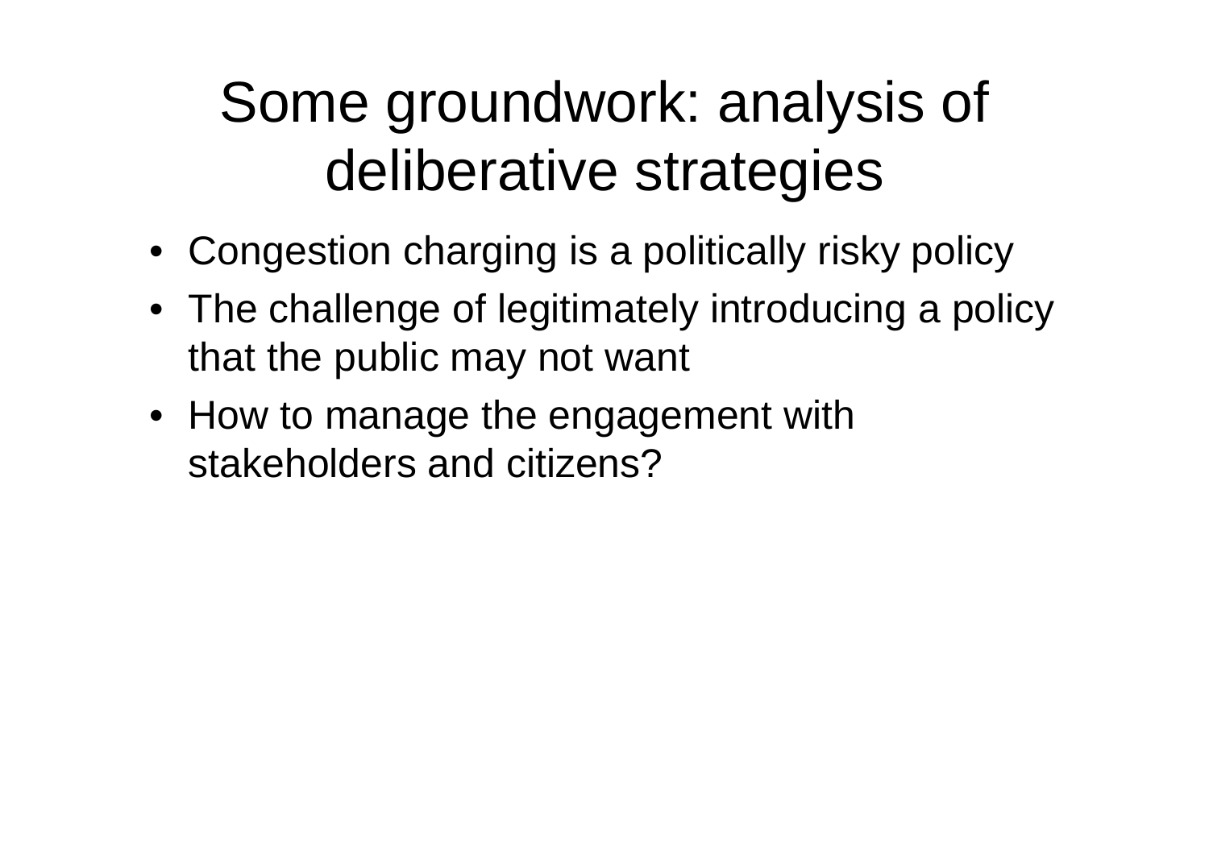# Some groundwork: analysis of deliberative strategies

- Congestion charging is a politically risky policy
- The challenge of legitimately introducing a policy that the public may not want
- How to manage the engagement with stakeholders and citizens?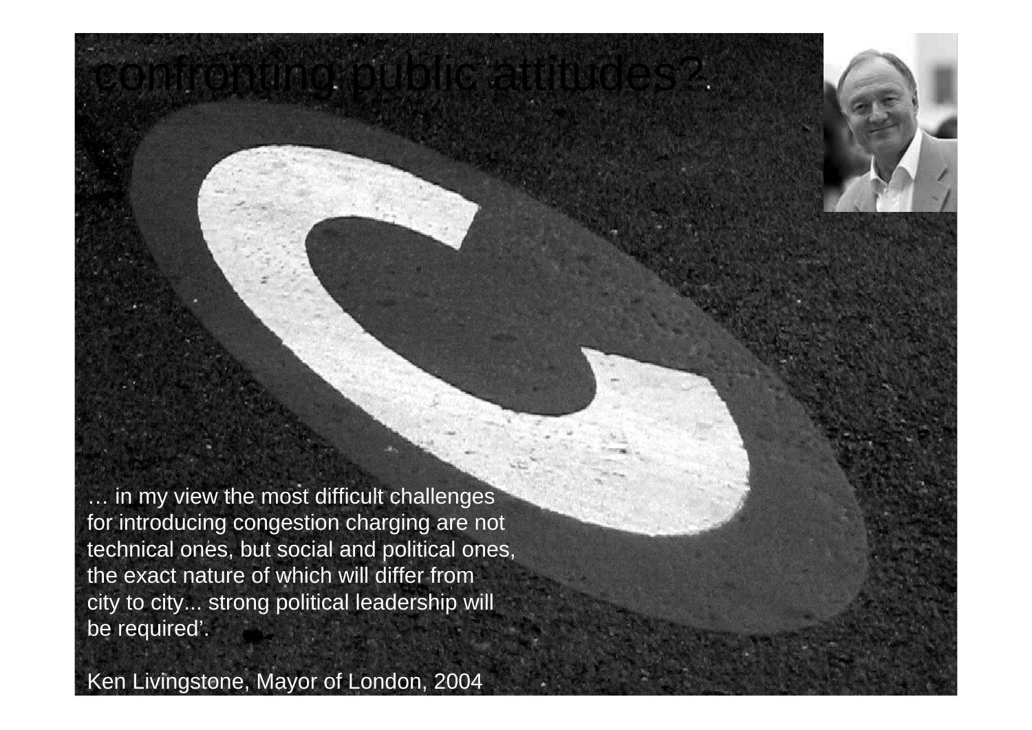# confronting public attitudes?

… in my view the most difficult challenges for introducing congestion charging are not technical ones, but social and political ones, the exact nature of which will differ from city to city... strong political leadership will be required'.

Ken Livingstone, Mayor of London, 2004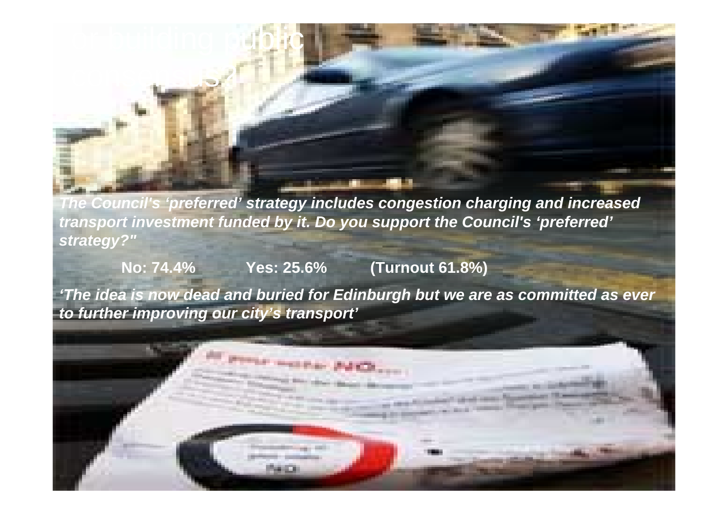*The Council's 'preferred' strategy includes congestion charging and increased transport investment funded by it. Do you support the Council's 'preferred' strategy?"*

**No: 74.4%  Yes: 25.6%  (Turnout 61.8%)**

*'The idea is now dead and buried for Edinburgh but we are as committed as ever to further improving our city's transport'*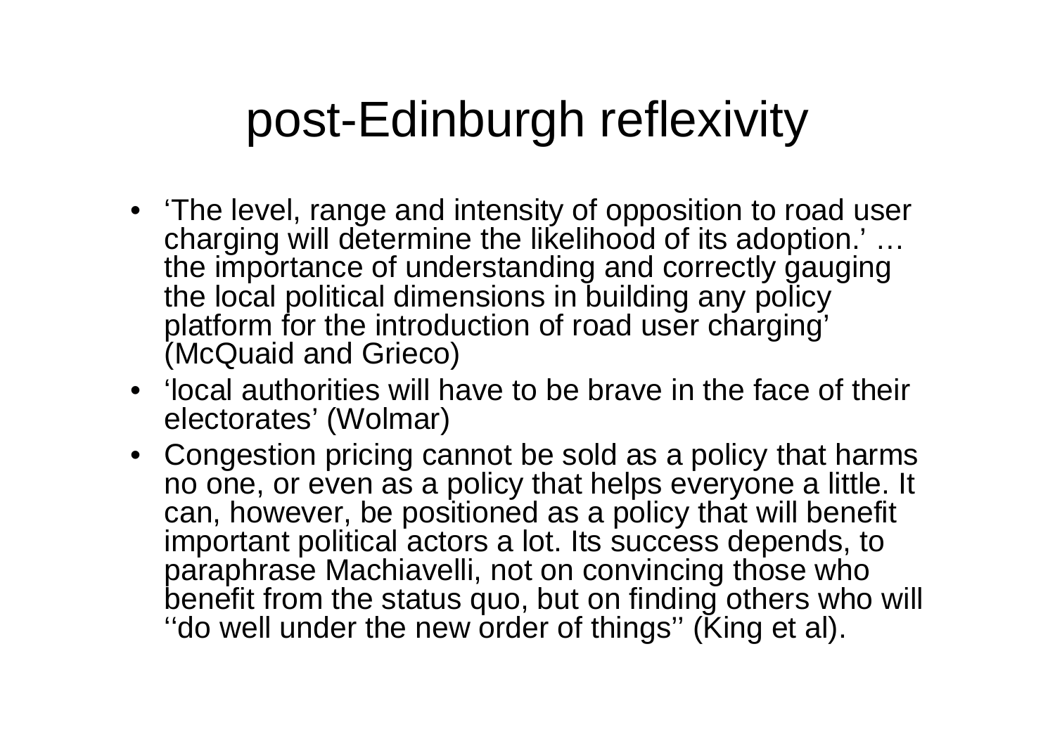# post-Edinburgh reflexivity

- 'The level, range and intensity of opposition to road user charging will determine the likelihood of its adoption.' … the importance of understanding and correctly gauging the local political dimensions in building any policy platform for the introduction of road user charging' (McQuaid and Grieco)
- 'local authorities will have to be brave in the face of their electorates' (Wolmar)
- Congestion pricing cannot be sold as a policy that harms no one, or even as a policy that helps everyone a little. It can, however, be positioned as a policy that will benefit important political actors a lot. Its success depends, to paraphrase Machiavelli, not on convincing those who benefit from the status quo, but on finding others who will ''do well under the new order of things'' (King et al).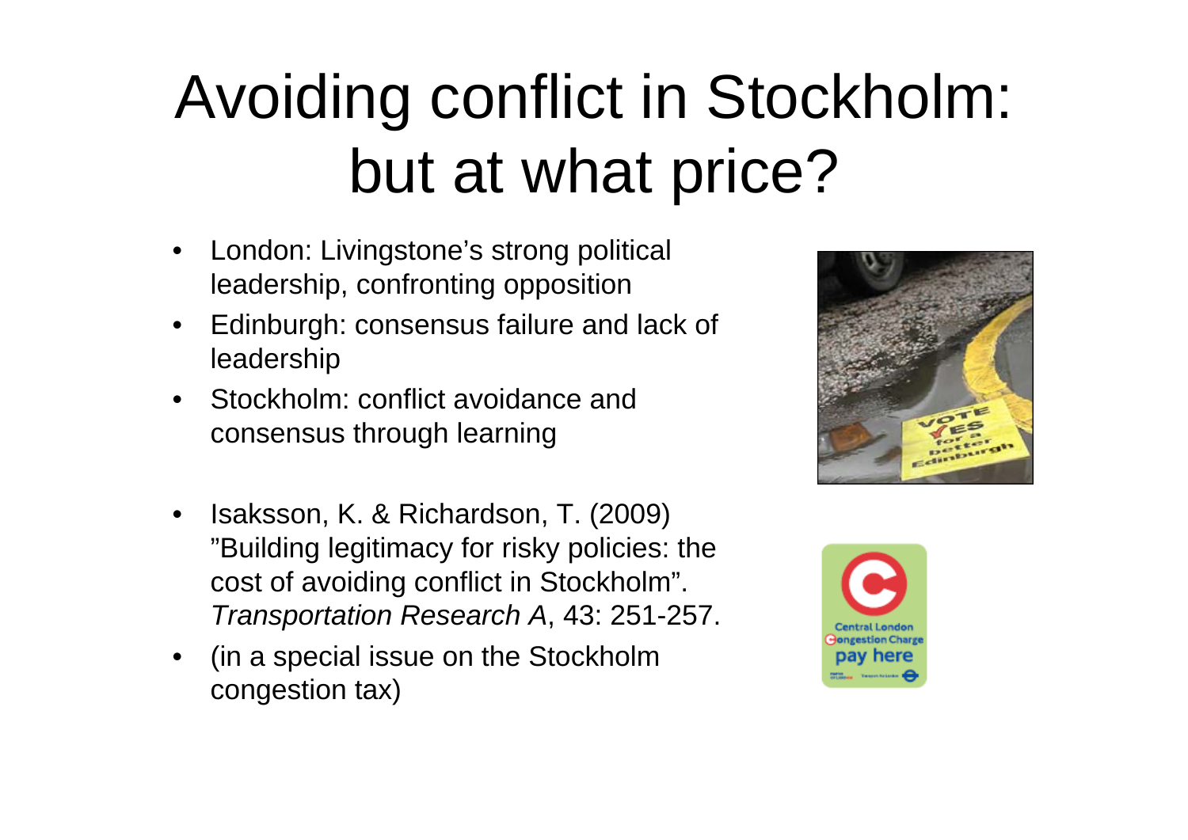# Avoiding conflict in Stockholm: but at what price?

- London: Livingstone's strong political leadership, confronting opposition
- Edinburgh: consensus failure and lack of leadership
- Stockholm: conflict avoidance and consensus through learning

- Isaksson, K. & Richardson, T. (2009) "Building legitimacy for risky policies: the cost of avoiding conflict in Stockholm". *Transportation Research A*, 43: 251-257.
- (in a special issue on the Stockholm congestion tax)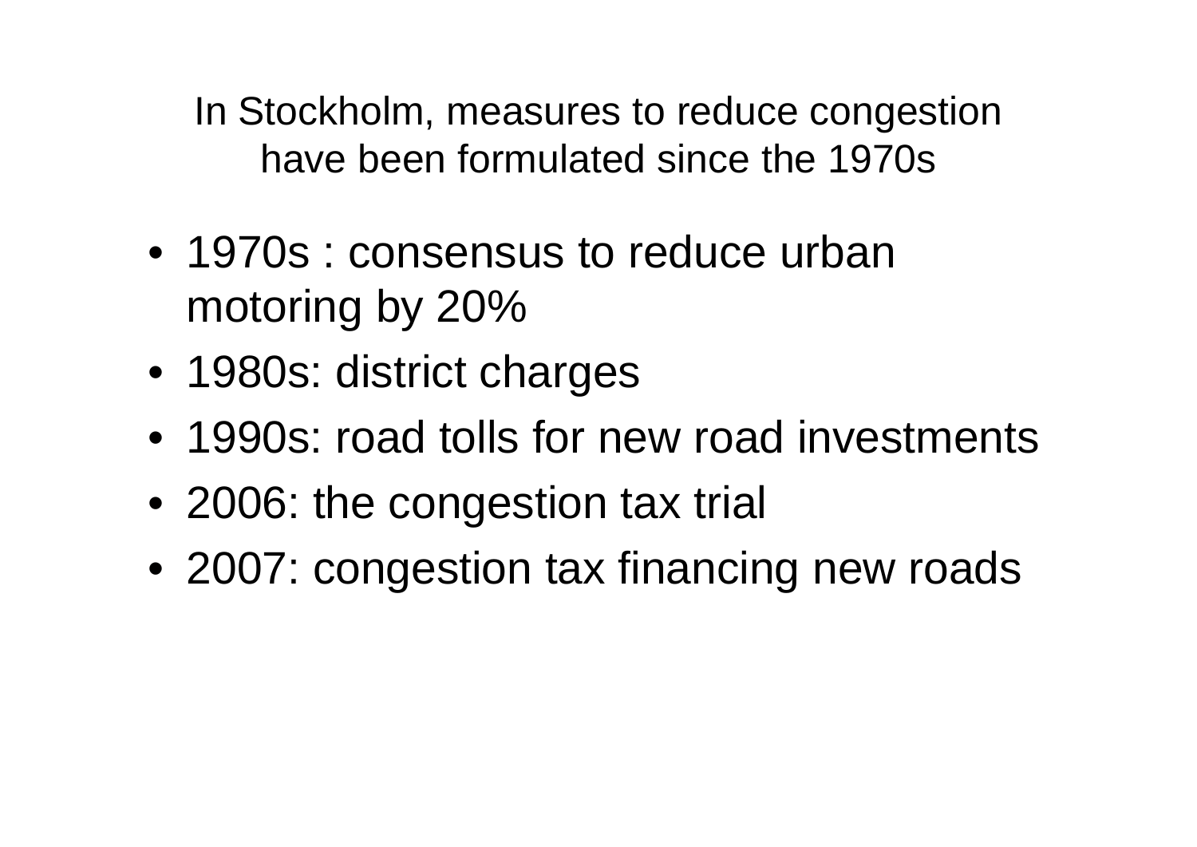## In Stockholm, measures to reduce congestion have been formulated since the 1970s

- 1970s : consensus to reduce urban motoring by 20%
- 1980s: district charges
- 1990s: road tolls for new road investments
- 2006: the congestion tax trial
- 2007: congestion tax financing new roads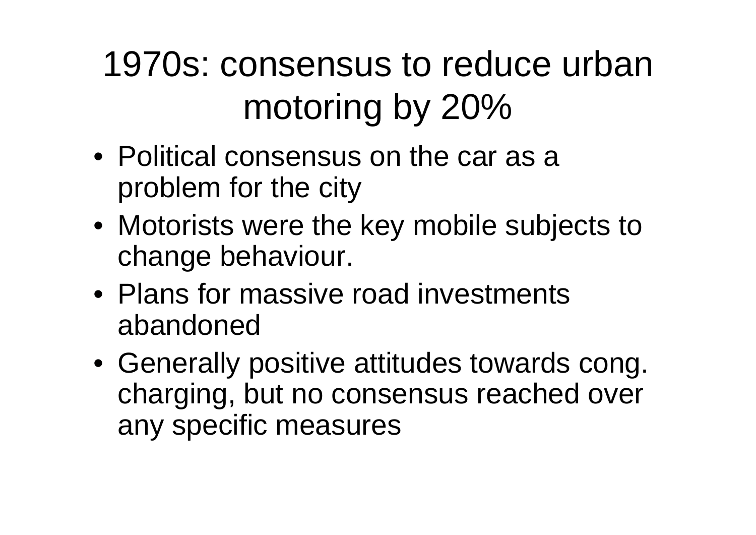# 1970s: consensus to reduce urban motoring by 20%

- Political consensus on the car as a problem for the city
- Motorists were the key mobile subjects to change behaviour.
- Plans for massive road investments abandoned
- Generally positive attitudes towards cong. charging, but no consensus reached over any specific measures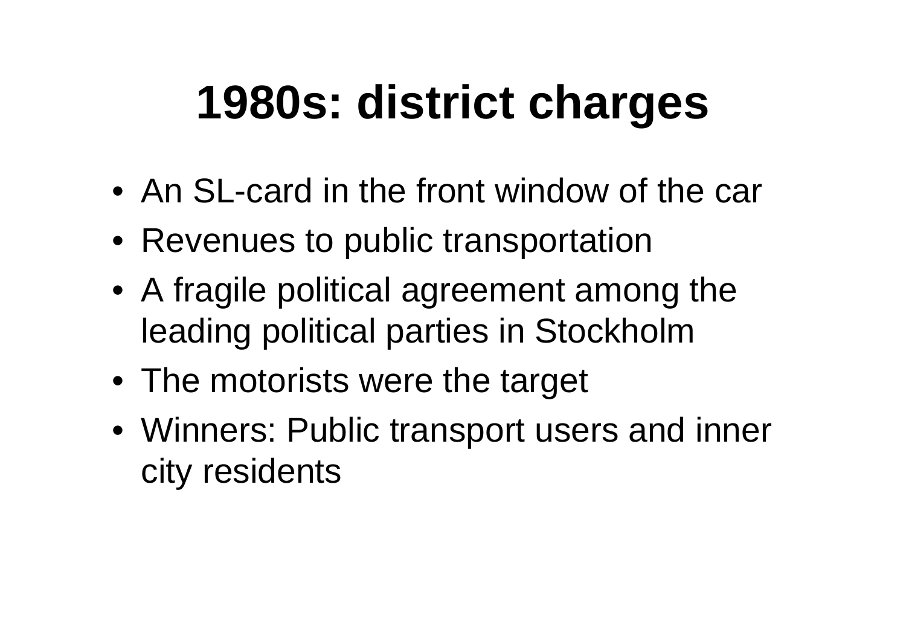# 1980s: district charges

- An SL-card in the front window of the car
- Revenues to public transportation
- A fragile political agreement among the leading political parties in Stockholm
- The motorists were the target
- Winners: Public transport users and inner city residents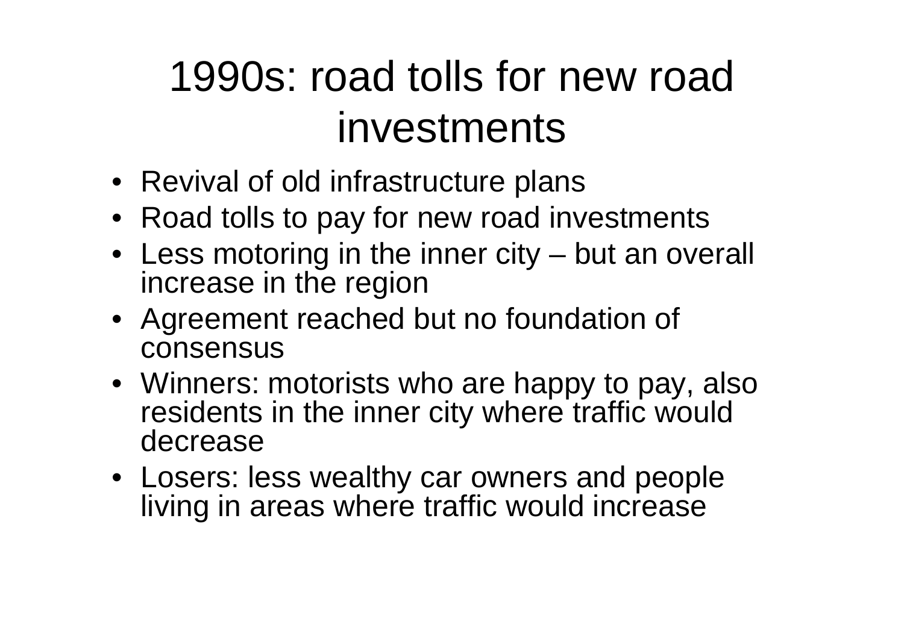# 1990s: road tolls for new road investments

- Revival of old infrastructure plans
- Road tolls to pay for new road investments
- Less motoring in the inner city – but an overall increase in the region
- Agreement reached but no foundation of consensus
- Winners: motorists who are happy to pay, also residents in the inner city where traffic would decrease
- Losers: less wealthy car owners and people living in areas where traffic would increase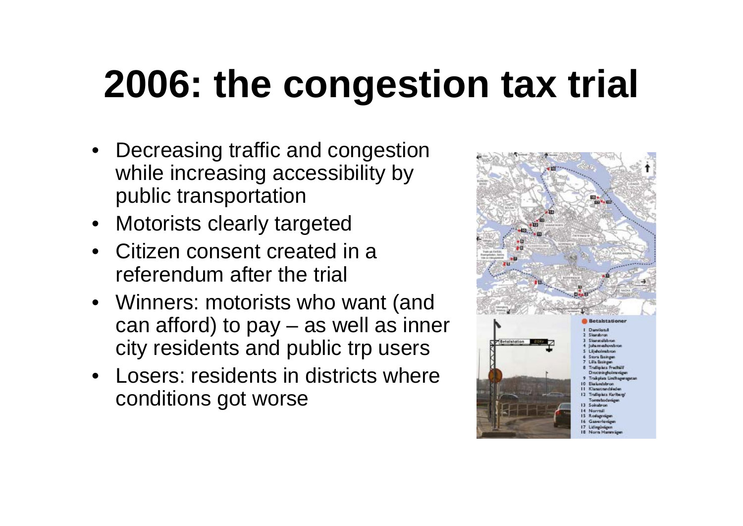# 2006: the congestion tax trial

- Decreasing traffic and congestion while increasing accessibility by public transportation
- Motorists clearly targeted
- Citizen consent created in a referendum after the trial
- Winners: motorists who want (and can afford) to pay – as well as inner city residents and public trp users
- Losers: residents in districts where conditions got worse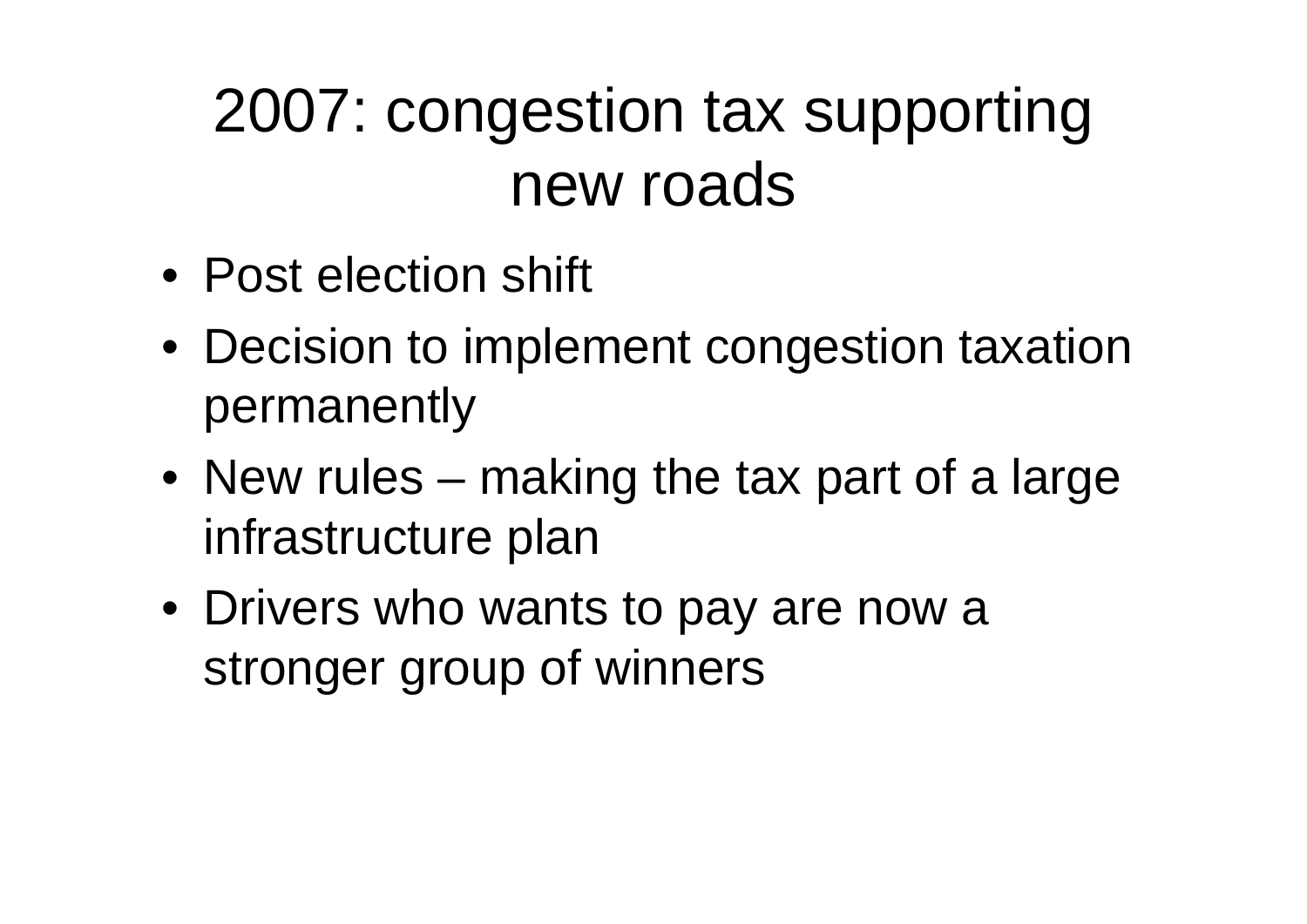# 2007: congestion tax supporting new roads

- Post election shift
- Decision to implement congestion taxation permanently
- New rules – making the tax part of a large infrastructure plan
- Drivers who wants to pay are now a stronger group of winners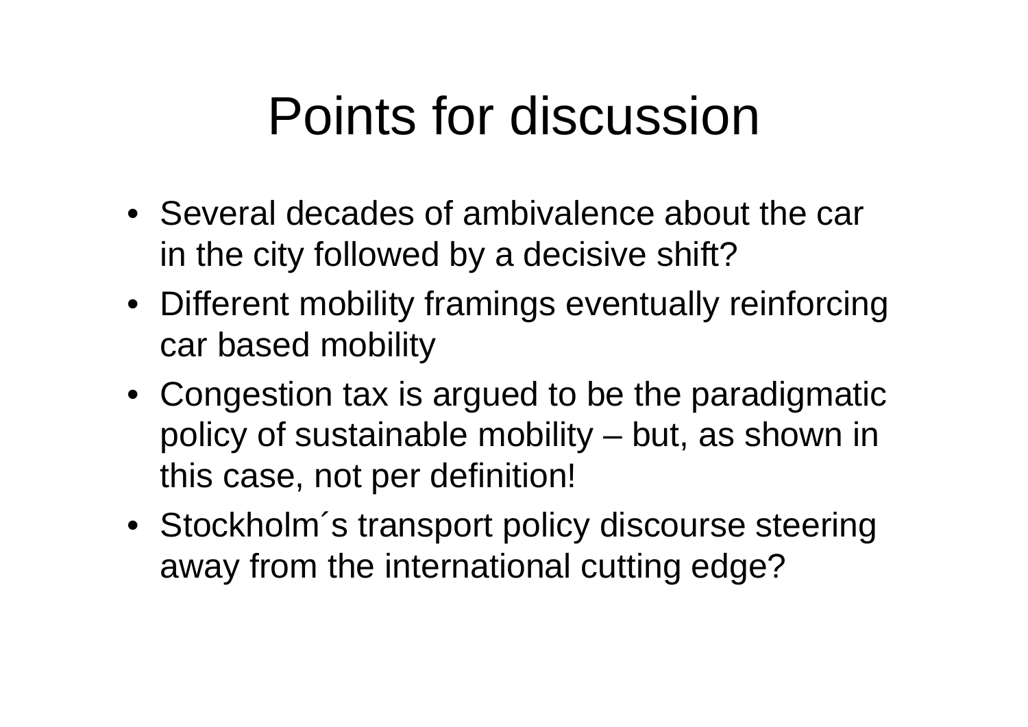# Points for discussion

- Several decades of ambivalence about the car in the city followed by a decisive shift?
- Different mobility framings eventually reinforcing car based mobility
- Congestion tax is argued to be the paradigmatic policy of sustainable mobility – but, as shown in this case, not per definition!
- Stockholm´s transport policy discourse steering away from the international cutting edge?